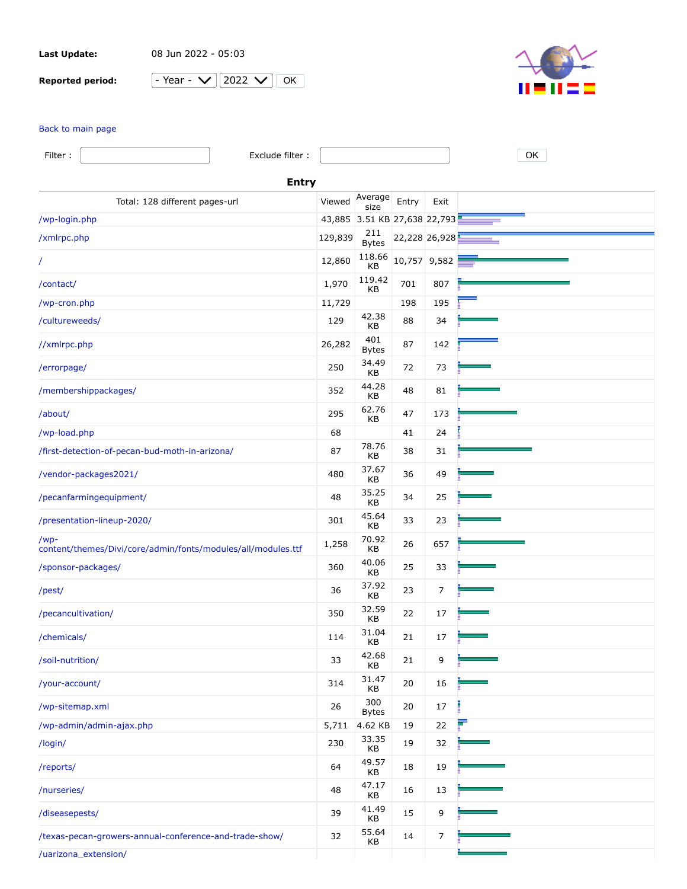**Last Update:** 08 Jun 2022 - 05:03

**Reported period:** - Year - 2022 OK

Back to main page

Filter : Exclude filter : OK

## Entry

| Total: 128 different pages-url | Viewed | Average size | Entry | Exit |
|---|---|---|---|---|
| /wp-login.php | 43,885 | 3.51 KB | 27,638 | 22,793 |
| /xmlrpc.php | 129,839 | 211 Bytes | 22,228 | 26,928 |
| / | 12,860 | 118.66 KB | 10,757 | 9,582 |
| /contact/ | 1,970 | 119.42 KB | 701 | 807 |
| /wp-cron.php | 11,729 | | 198 | 195 |
| /cultureweeds/ | 129 | 42.38 KB | 88 | 34 |
| //xmlrpc.php | 26,282 | 401 Bytes | 87 | 142 |
| /errorpage/ | 250 | 34.49 KB | 72 | 73 |
| /membershippackages/ | 352 | 44.28 KB | 48 | 81 |
| /about/ | 295 | 62.76 KB | 47 | 173 |
| /wp-load.php | 68 | | 41 | 24 |
| /first-detection-of-pecan-bud-moth-in-arizona/ | 87 | 78.76 KB | 38 | 31 |
| /vendor-packages2021/ | 480 | 37.67 KB | 36 | 49 |
| /pecanfarmingequipment/ | 48 | 35.25 KB | 34 | 25 |
| /presentation-lineup-2020/ | 301 | 45.64 KB | 33 | 23 |
| /wp-content/themes/Divi/core/admin/fonts/modules/all/modules.ttf | 1,258 | 70.92 KB | 26 | 657 |
| /sponsor-packages/ | 360 | 40.06 KB | 25 | 33 |
| /pest/ | 36 | 37.92 KB | 23 | 7 |
| /pecancultivation/ | 350 | 32.59 KB | 22 | 17 |
| /chemicals/ | 114 | 31.04 KB | 21 | 17 |
| /soil-nutrition/ | 33 | 42.68 KB | 21 | 9 |
| /your-account/ | 314 | 31.47 KB | 20 | 16 |
| /wp-sitemap.xml | 26 | 300 Bytes | 20 | 17 |
| /wp-admin/admin-ajax.php | 5,711 | 4.62 KB | 19 | 22 |
| /login/ | 230 | 33.35 KB | 19 | 32 |
| /reports/ | 64 | 49.57 KB | 18 | 19 |
| /nurseries/ | 48 | 47.17 KB | 16 | 13 |
| /diseasepests/ | 39 | 41.49 KB | 15 | 9 |
| /texas-pecan-growers-annual-conference-and-trade-show/ | 32 | 55.64 KB | 14 | 7 |
| /uarizona_extension/ | | | | |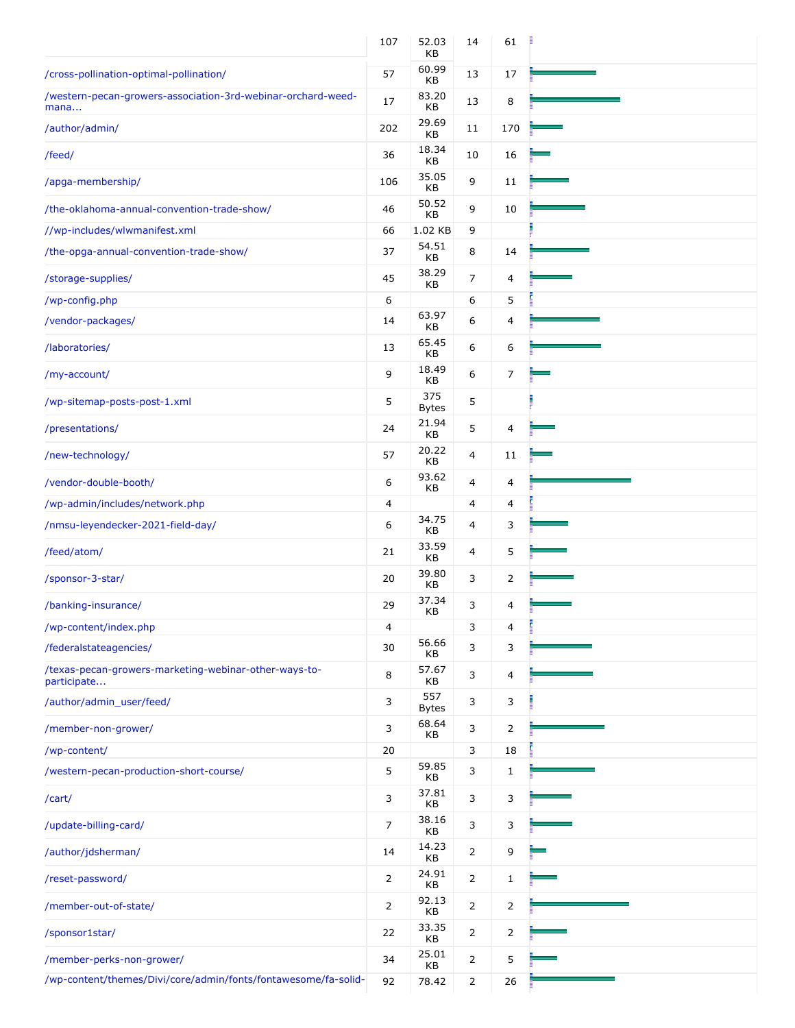| | | | | |
|---|---|---|---|---|
| | 107 | 52.03 KB | 14 | 61 |
| /cross-pollination-optimal-pollination/ | 57 | 60.99 KB | 13 | 17 |
| /western-pecan-growers-association-3rd-webinar-orchard-weed-mana... | 17 | 83.20 KB | 13 | 8 |
| /author/admin/ | 202 | 29.69 KB | 11 | 170 |
| /feed/ | 36 | 18.34 KB | 10 | 16 |
| /apga-membership/ | 106 | 35.05 KB | 9 | 11 |
| /the-oklahoma-annual-convention-trade-show/ | 46 | 50.52 KB | 9 | 10 |
| //wp-includes/wlwmanifest.xml | 66 | 1.02 KB | 9 | |
| /the-opga-annual-convention-trade-show/ | 37 | 54.51 KB | 8 | 14 |
| /storage-supplies/ | 45 | 38.29 KB | 7 | 4 |
| /wp-config.php | 6 | | 6 | 5 |
| /vendor-packages/ | 14 | 63.97 KB | 6 | 4 |
| /laboratories/ | 13 | 65.45 KB | 6 | 6 |
| /my-account/ | 9 | 18.49 KB | 6 | 7 |
| /wp-sitemap-posts-post-1.xml | 5 | 375 Bytes | 5 | |
| /presentations/ | 24 | 21.94 KB | 5 | 4 |
| /new-technology/ | 57 | 20.22 KB | 4 | 11 |
| /vendor-double-booth/ | 6 | 93.62 KB | 4 | 4 |
| /wp-admin/includes/network.php | 4 | | 4 | 4 |
| /nmsu-leyendecker-2021-field-day/ | 6 | 34.75 KB | 4 | 3 |
| /feed/atom/ | 21 | 33.59 KB | 4 | 5 |
| /sponsor-3-star/ | 20 | 39.80 KB | 3 | 2 |
| /banking-insurance/ | 29 | 37.34 KB | 3 | 4 |
| /wp-content/index.php | 4 | | 3 | 4 |
| /federalstateagencies/ | 30 | 56.66 KB | 3 | 3 |
| /texas-pecan-growers-marketing-webinar-other-ways-to-participate... | 8 | 57.67 KB | 3 | 4 |
| /author/admin_user/feed/ | 3 | 557 Bytes | 3 | 3 |
| /member-non-grower/ | 3 | 68.64 KB | 3 | 2 |
| /wp-content/ | 20 | | 3 | 18 |
| /western-pecan-production-short-course/ | 5 | 59.85 KB | 3 | 1 |
| /cart/ | 3 | 37.81 KB | 3 | 3 |
| /update-billing-card/ | 7 | 38.16 KB | 3 | 3 |
| /author/jdsherman/ | 14 | 14.23 KB | 2 | 9 |
| /reset-password/ | 2 | 24.91 KB | 2 | 1 |
| /member-out-of-state/ | 2 | 92.13 KB | 2 | 2 |
| /sponsor1star/ | 22 | 33.35 KB | 2 | 2 |
| /member-perks-non-grower/ | 34 | 25.01 KB | 2 | 5 |
| /wp-content/themes/Divi/core/admin/fonts/fontawesome/fa-solid- | 92 | 78.42 | 2 | 26 |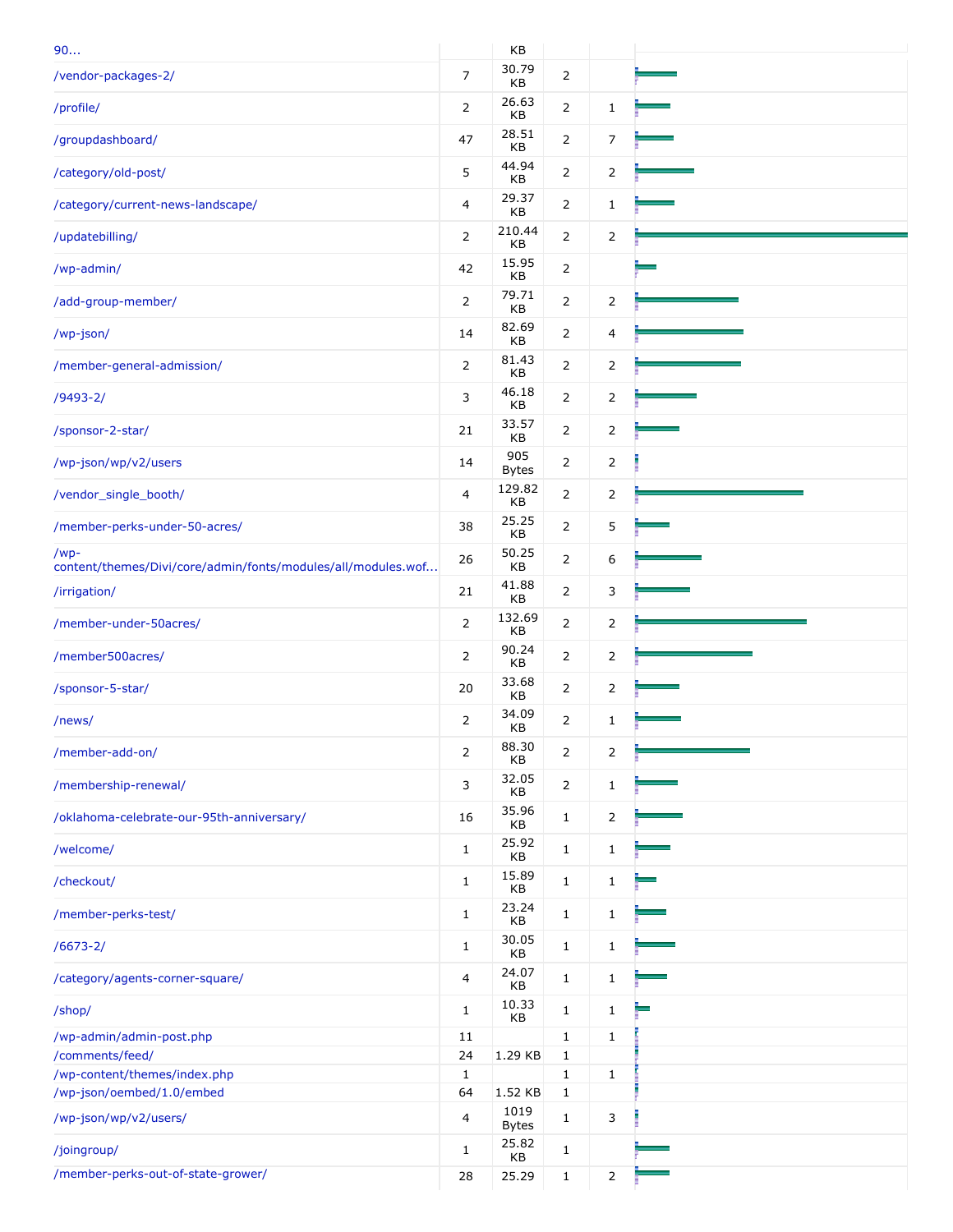| | | | | | |
|---|---|---|---|---|---|
| 90... | | KB | | | |
| /vendor-packages-2/ | 7 | 30.79 KB | 2 | | |
| /profile/ | 2 | 26.63 KB | 2 | 1 | |
| /groupdashboard/ | 47 | 28.51 KB | 2 | 7 | |
| /category/old-post/ | 5 | 44.94 KB | 2 | 2 | |
| /category/current-news-landscape/ | 4 | 29.37 KB | 2 | 1 | |
| /updatebilling/ | 2 | 210.44 KB | 2 | 2 | |
| /wp-admin/ | 42 | 15.95 KB | 2 | | |
| /add-group-member/ | 2 | 79.71 KB | 2 | 2 | |
| /wp-json/ | 14 | 82.69 KB | 2 | 4 | |
| /member-general-admission/ | 2 | 81.43 KB | 2 | 2 | |
| /9493-2/ | 3 | 46.18 KB | 2 | 2 | |
| /sponsor-2-star/ | 21 | 33.57 KB | 2 | 2 | |
| /wp-json/wp/v2/users | 14 | 905 Bytes | 2 | 2 | |
| /vendor_single_booth/ | 4 | 129.82 KB | 2 | 2 | |
| /member-perks-under-50-acres/ | 38 | 25.25 KB | 2 | 5 | |
| /wp-content/themes/Divi/core/admin/fonts/modules/all/modules.wof... | 26 | 50.25 KB | 2 | 6 | |
| /irrigation/ | 21 | 41.88 KB | 2 | 3 | |
| /member-under-50acres/ | 2 | 132.69 KB | 2 | 2 | |
| /member500acres/ | 2 | 90.24 KB | 2 | 2 | |
| /sponsor-5-star/ | 20 | 33.68 KB | 2 | 2 | |
| /news/ | 2 | 34.09 KB | 2 | 1 | |
| /member-add-on/ | 2 | 88.30 KB | 2 | 2 | |
| /membership-renewal/ | 3 | 32.05 KB | 2 | 1 | |
| /oklahoma-celebrate-our-95th-anniversary/ | 16 | 35.96 KB | 1 | 2 | |
| /welcome/ | 1 | 25.92 KB | 1 | 1 | |
| /checkout/ | 1 | 15.89 KB | 1 | 1 | |
| /member-perks-test/ | 1 | 23.24 KB | 1 | 1 | |
| /6673-2/ | 1 | 30.05 KB | 1 | 1 | |
| /category/agents-corner-square/ | 4 | 24.07 KB | 1 | 1 | |
| /shop/ | 1 | 10.33 KB | 1 | 1 | |
| /wp-admin/admin-post.php | 11 | | 1 | 1 | |
| /comments/feed/ | 24 | 1.29 KB | 1 | | |
| /wp-content/themes/index.php | 1 | | 1 | 1 | |
| /wp-json/oembed/1.0/embed | 64 | 1.52 KB | 1 | | |
| /wp-json/wp/v2/users/ | 4 | 1019 Bytes | 1 | 3 | |
| /joingroup/ | 1 | 25.82 KB | 1 | | |
| /member-perks-out-of-state-grower/ | 28 | 25.29 | 1 | 2 | |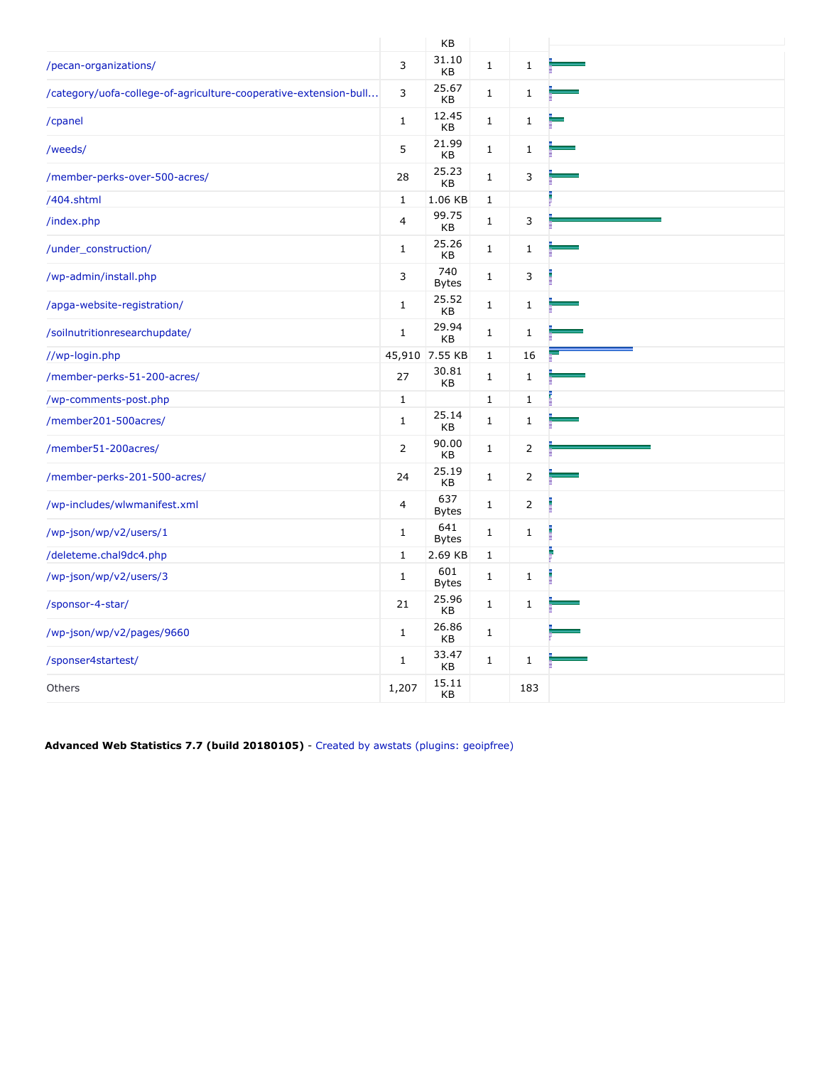| | | | | | |
|---|---|---|---|---|---|
| | | KB | | | |
| /pecan-organizations/ | 3 | 31.10 KB | 1 | 1 | |
| /category/uofa-college-of-agriculture-cooperative-extension-bull... | 3 | 25.67 KB | 1 | 1 | |
| /cpanel | 1 | 12.45 KB | 1 | 1 | |
| /weeds/ | 5 | 21.99 KB | 1 | 1 | |
| /member-perks-over-500-acres/ | 28 | 25.23 KB | 1 | 3 | |
| /404.shtml | 1 | 1.06 KB | 1 | | |
| /index.php | 4 | 99.75 KB | 1 | 3 | |
| /under_construction/ | 1 | 25.26 KB | 1 | 1 | |
| /wp-admin/install.php | 3 | 740 Bytes | 1 | 3 | |
| /apga-website-registration/ | 1 | 25.52 KB | 1 | 1 | |
| /soilnutritionresearchupdate/ | 1 | 29.94 KB | 1 | 1 | |
| //wp-login.php | 45,910 | 7.55 KB | 1 | 16 | |
| /member-perks-51-200-acres/ | 27 | 30.81 KB | 1 | 1 | |
| /wp-comments-post.php | 1 | | 1 | 1 | |
| /member201-500acres/ | 1 | 25.14 KB | 1 | 1 | |
| /member51-200acres/ | 2 | 90.00 KB | 1 | 2 | |
| /member-perks-201-500-acres/ | 24 | 25.19 KB | 1 | 2 | |
| /wp-includes/wlwmanifest.xml | 4 | 637 Bytes | 1 | 2 | |
| /wp-json/wp/v2/users/1 | 1 | 641 Bytes | 1 | 1 | |
| /deleteme.chal9dc4.php | 1 | 2.69 KB | 1 | | |
| /wp-json/wp/v2/users/3 | 1 | 601 Bytes | 1 | 1 | |
| /sponsor-4-star/ | 21 | 25.96 KB | 1 | 1 | |
| /wp-json/wp/v2/pages/9660 | 1 | 26.86 KB | 1 | | |
| /sponser4startest/ | 1 | 33.47 KB | 1 | 1 | |
| Others | 1,207 | 15.11 KB | | 183 | |

**Advanced Web Statistics 7.7 (build 20180105)** - Created by awstats (plugins: geoipfree)